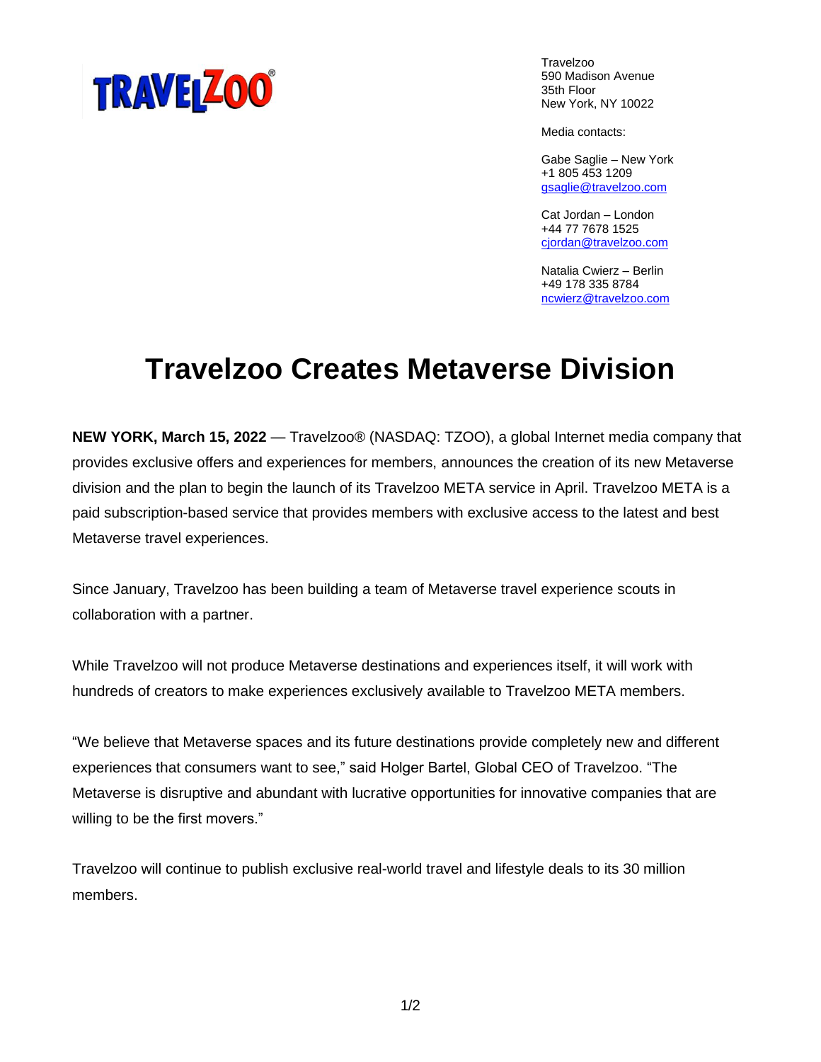Travelzoo
590 Madison Avenue
35th Floor
New York, NY 10022

Media contacts:

Gabe Saglie – New York
+1 805 453 1209
gsaglie@travelzoo.com

Cat Jordan – London
+44 77 7678 1525
cjordan@travelzoo.com

Natalia Cwierz – Berlin
+49 178 335 8784
ncwierz@travelzoo.com

# Travelzoo Creates Metaverse Division

**NEW YORK, March 15, 2022** — Travelzoo® (NASDAQ: TZOO), a global Internet media company that provides exclusive offers and experiences for members, announces the creation of its new Metaverse division and the plan to begin the launch of its Travelzoo META service in April. Travelzoo META is a paid subscription-based service that provides members with exclusive access to the latest and best Metaverse travel experiences.

Since January, Travelzoo has been building a team of Metaverse travel experience scouts in collaboration with a partner.

While Travelzoo will not produce Metaverse destinations and experiences itself, it will work with hundreds of creators to make experiences exclusively available to Travelzoo META members.

"We believe that Metaverse spaces and its future destinations provide completely new and different experiences that consumers want to see," said Holger Bartel, Global CEO of Travelzoo. "The Metaverse is disruptive and abundant with lucrative opportunities for innovative companies that are willing to be the first movers."

Travelzoo will continue to publish exclusive real-world travel and lifestyle deals to its 30 million members.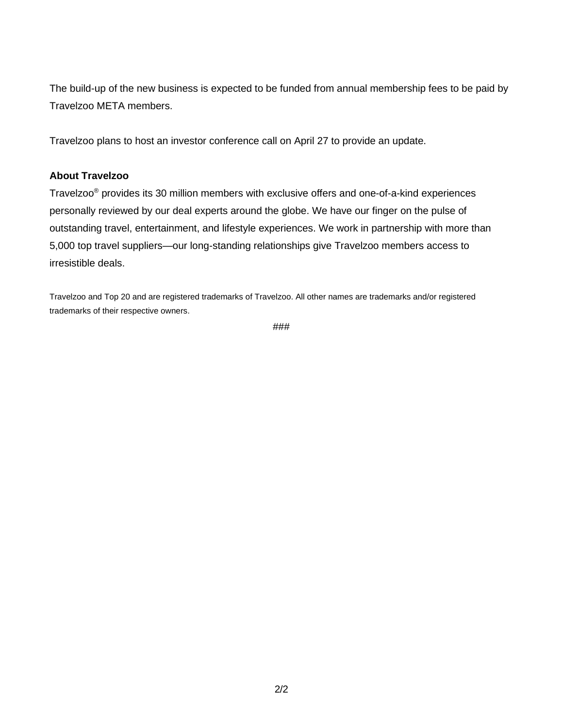The build-up of the new business is expected to be funded from annual membership fees to be paid by Travelzoo META members.

Travelzoo plans to host an investor conference call on April 27 to provide an update.

**About Travelzoo**

Travelzoo® provides its 30 million members with exclusive offers and one-of-a-kind experiences personally reviewed by our deal experts around the globe. We have our finger on the pulse of outstanding travel, entertainment, and lifestyle experiences. We work in partnership with more than 5,000 top travel suppliers—our long-standing relationships give Travelzoo members access to irresistible deals.

Travelzoo and Top 20 and are registered trademarks of Travelzoo. All other names are trademarks and/or registered trademarks of their respective owners.

###